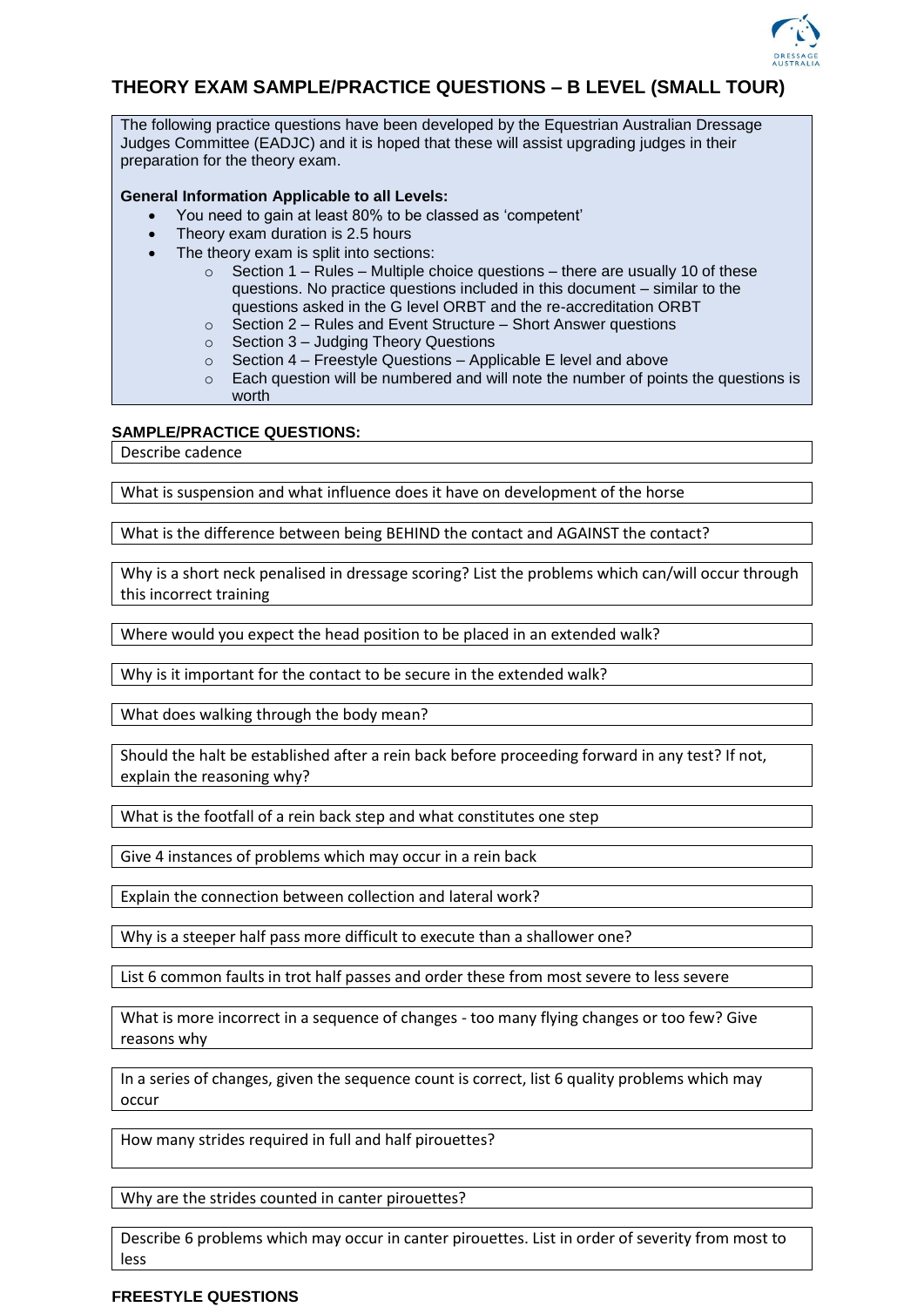# THEORY EXAM SAMPLE/PRACTICE QUESTIONS – B LEVEL (SMALL TOUR)

The following practice questions have been developed by the Equestrian Australian Dressage Judges Committee (EADJC) and it is hoped that these will assist upgrading judges in their preparation for the theory exam.

**General Information Applicable to all Levels:**

- You need to gain at least 80% to be classed as 'competent'
- Theory exam duration is 2.5 hours
- The theory exam is split into sections:
  - Section 1 – Rules – Multiple choice questions – there are usually 10 of these questions. No practice questions included in this document – similar to the questions asked in the G level ORBT and the re-accreditation ORBT
  - Section 2 – Rules and Event Structure – Short Answer questions
  - Section 3 – Judging Theory Questions
  - Section 4 – Freestyle Questions – Applicable E level and above
  - Each question will be numbered and will note the number of points the questions is worth

## SAMPLE/PRACTICE QUESTIONS:

Describe cadence

What is suspension and what influence does it have on development of the horse

What is the difference between being BEHIND the contact and AGAINST the contact?

Why is a short neck penalised in dressage scoring? List the problems which can/will occur through this incorrect training

Where would you expect the head position to be placed in an extended walk?

Why is it important for the contact to be secure in the extended walk?

What does walking through the body mean?

Should the halt be established after a rein back before proceeding forward in any test? If not, explain the reasoning why?

What is the footfall of a rein back step and what constitutes one step

Give 4 instances of problems which may occur in a rein back

Explain the connection between collection and lateral work?

Why is a steeper half pass more difficult to execute than a shallower one?

List 6 common faults in trot half passes and order these from most severe to less severe

What is more incorrect in a sequence of changes - too many flying changes or too few? Give reasons why

In a series of changes, given the sequence count is correct, list 6 quality problems which may occur

How many strides required in full and half pirouettes?

Why are the strides counted in canter pirouettes?

Describe 6 problems which may occur in canter pirouettes. List in order of severity from most to less

## FREESTYLE QUESTIONS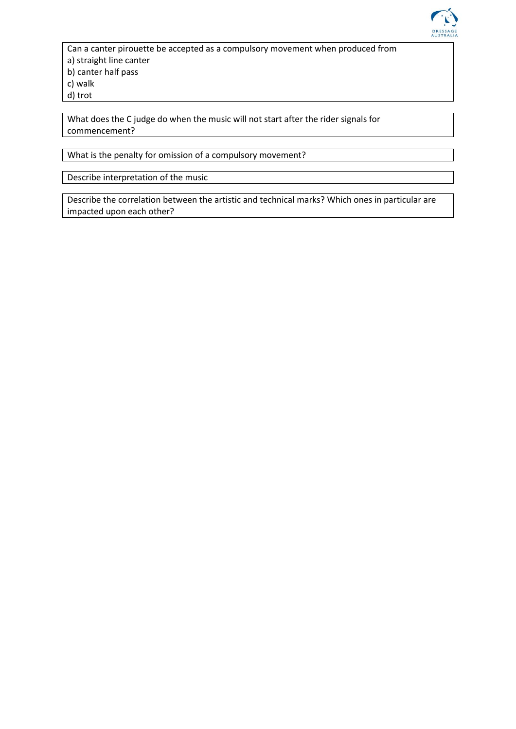Can a canter pirouette be accepted as a compulsory movement when produced from
a) straight line canter
b) canter half pass
c) walk
d) trot

What does the C judge do when the music will not start after the rider signals for commencement?

What is the penalty for omission of a compulsory movement?

Describe interpretation of the music

Describe the correlation between the artistic and technical marks? Which ones in particular are impacted upon each other?